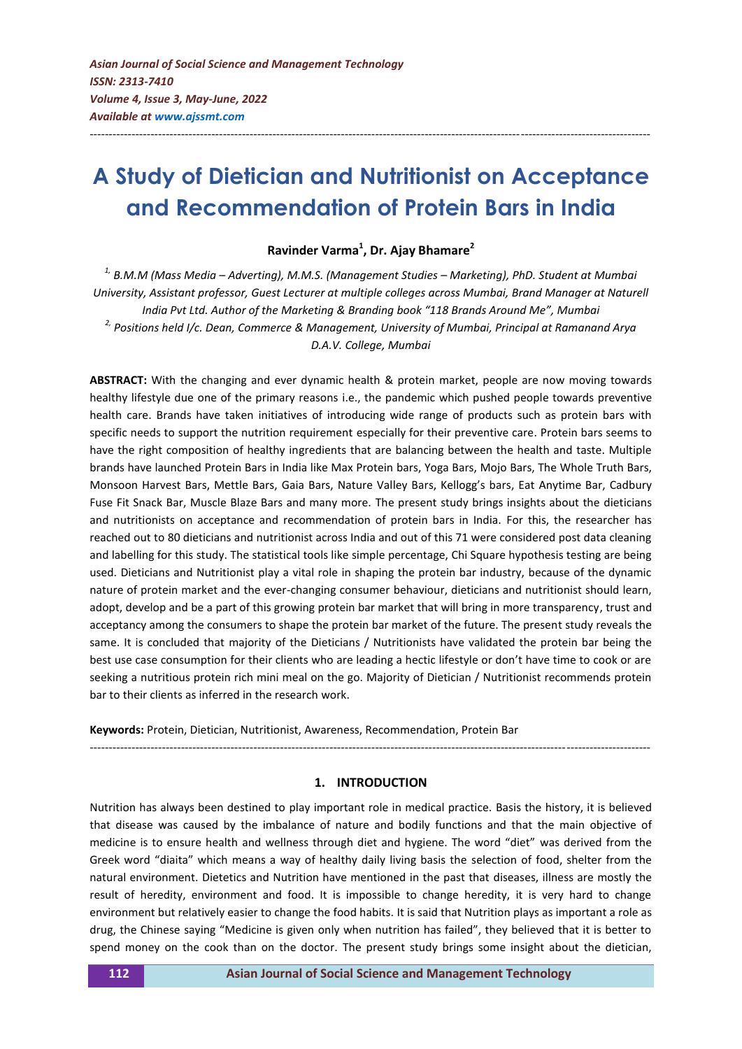# A Study of Dietician and Nutritionist on Acceptance and Recommendation of Protein Bars in India

**Ravinder Varma[1], Dr. Ajay Bhamare[2]**

*[1] B.M.M (Mass Media – Adverting), M.M.S. (Management Studies – Marketing), PhD. Student at Mumbai University, Assistant professor, Guest Lecturer at multiple colleges across Mumbai, Brand Manager at Naturell India Pvt Ltd. Author of the Marketing & Branding book "118 Brands Around Me", Mumbai*

*[2] Positions held I/c. Dean, Commerce & Management, University of Mumbai, Principal at Ramanand Arya D.A.V. College, Mumbai*

**ABSTRACT:** With the changing and ever dynamic health & protein market, people are now moving towards healthy lifestyle due one of the primary reasons i.e., the pandemic which pushed people towards preventive health care. Brands have taken initiatives of introducing wide range of products such as protein bars with specific needs to support the nutrition requirement especially for their preventive care. Protein bars seems to have the right composition of healthy ingredients that are balancing between the health and taste. Multiple brands have launched Protein Bars in India like Max Protein bars, Yoga Bars, Mojo Bars, The Whole Truth Bars, Monsoon Harvest Bars, Mettle Bars, Gaia Bars, Nature Valley Bars, Kellogg's bars, Eat Anytime Bar, Cadbury Fuse Fit Snack Bar, Muscle Blaze Bars and many more. The present study brings insights about the dieticians and nutritionists on acceptance and recommendation of protein bars in India. For this, the researcher has reached out to 80 dieticians and nutritionist across India and out of this 71 were considered post data cleaning and labelling for this study. The statistical tools like simple percentage, Chi Square hypothesis testing are being used. Dieticians and Nutritionist play a vital role in shaping the protein bar industry, because of the dynamic nature of protein market and the ever-changing consumer behaviour, dieticians and nutritionist should learn, adopt, develop and be a part of this growing protein bar market that will bring in more transparency, trust and acceptancy among the consumers to shape the protein bar market of the future. The present study reveals the same. It is concluded that majority of the Dieticians / Nutritionists have validated the protein bar being the best use case consumption for their clients who are leading a hectic lifestyle or don't have time to cook or are seeking a nutritious protein rich mini meal on the go. Majority of Dietician / Nutritionist recommends protein bar to their clients as inferred in the research work.

**Keywords:** Protein, Dietician, Nutritionist, Awareness, Recommendation, Protein Bar

## 1. INTRODUCTION

Nutrition has always been destined to play important role in medical practice. Basis the history, it is believed that disease was caused by the imbalance of nature and bodily functions and that the main objective of medicine is to ensure health and wellness through diet and hygiene. The word "diet" was derived from the Greek word "diaita" which means a way of healthy daily living basis the selection of food, shelter from the natural environment. Dietetics and Nutrition have mentioned in the past that diseases, illness are mostly the result of heredity, environment and food. It is impossible to change heredity, it is very hard to change environment but relatively easier to change the food habits. It is said that Nutrition plays as important a role as drug, the Chinese saying "Medicine is given only when nutrition has failed", they believed that it is better to spend money on the cook than on the doctor. The present study brings some insight about the dietician,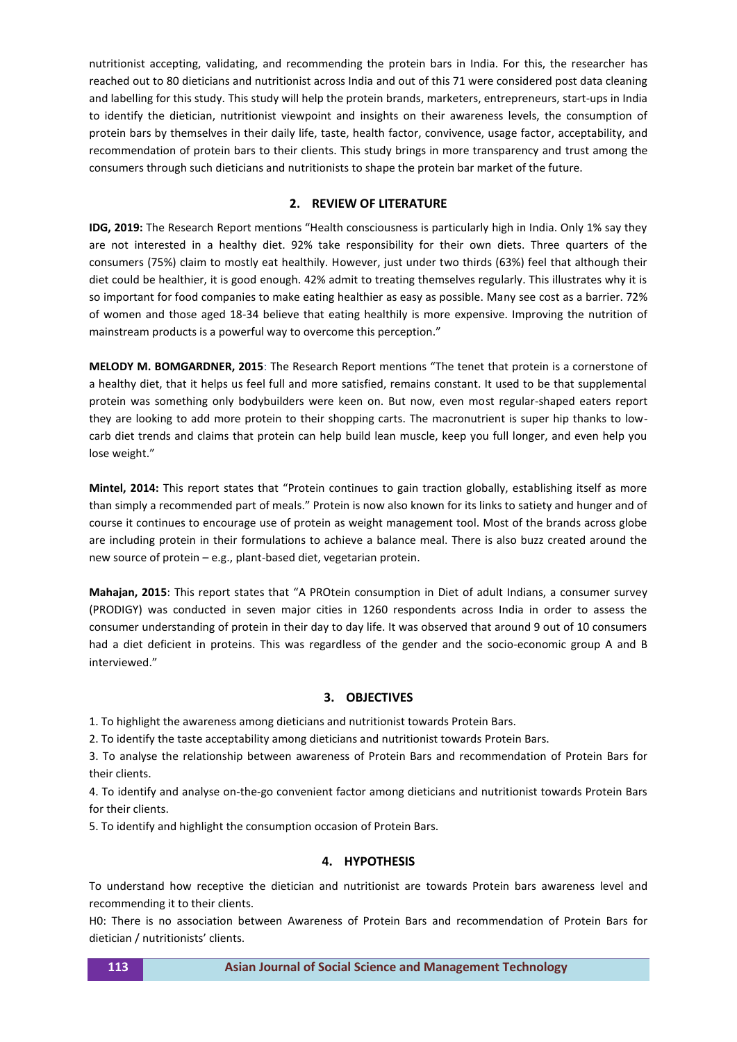nutritionist accepting, validating, and recommending the protein bars in India. For this, the researcher has reached out to 80 dieticians and nutritionist across India and out of this 71 were considered post data cleaning and labelling for this study. This study will help the protein brands, marketers, entrepreneurs, start-ups in India to identify the dietician, nutritionist viewpoint and insights on their awareness levels, the consumption of protein bars by themselves in their daily life, taste, health factor, convivence, usage factor, acceptability, and recommendation of protein bars to their clients. This study brings in more transparency and trust among the consumers through such dieticians and nutritionists to shape the protein bar market of the future.

## 2. REVIEW OF LITERATURE

**IDG, 2019:** The Research Report mentions "Health consciousness is particularly high in India. Only 1% say they are not interested in a healthy diet. 92% take responsibility for their own diets. Three quarters of the consumers (75%) claim to mostly eat healthily. However, just under two thirds (63%) feel that although their diet could be healthier, it is good enough. 42% admit to treating themselves regularly. This illustrates why it is so important for food companies to make eating healthier as easy as possible. Many see cost as a barrier. 72% of women and those aged 18-34 believe that eating healthily is more expensive. Improving the nutrition of mainstream products is a powerful way to overcome this perception."

**MELODY M. BOMGARDNER, 2015**: The Research Report mentions "The tenet that protein is a cornerstone of a healthy diet, that it helps us feel full and more satisfied, remains constant. It used to be that supplemental protein was something only bodybuilders were keen on. But now, even most regular-shaped eaters report they are looking to add more protein to their shopping carts. The macronutrient is super hip thanks to low-carb diet trends and claims that protein can help build lean muscle, keep you full longer, and even help you lose weight."

**Mintel, 2014:** This report states that "Protein continues to gain traction globally, establishing itself as more than simply a recommended part of meals." Protein is now also known for its links to satiety and hunger and of course it continues to encourage use of protein as weight management tool. Most of the brands across globe are including protein in their formulations to achieve a balance meal. There is also buzz created around the new source of protein – e.g., plant-based diet, vegetarian protein.

**Mahajan, 2015**: This report states that "A PROtein consumption in Diet of adult Indians, a consumer survey (PRODIGY) was conducted in seven major cities in 1260 respondents across India in order to assess the consumer understanding of protein in their day to day life. It was observed that around 9 out of 10 consumers had a diet deficient in proteins. This was regardless of the gender and the socio-economic group A and B interviewed."

## 3. OBJECTIVES

1. To highlight the awareness among dieticians and nutritionist towards Protein Bars.
2. To identify the taste acceptability among dieticians and nutritionist towards Protein Bars.
3. To analyse the relationship between awareness of Protein Bars and recommendation of Protein Bars for their clients.
4. To identify and analyse on-the-go convenient factor among dieticians and nutritionist towards Protein Bars for their clients.
5. To identify and highlight the consumption occasion of Protein Bars.

## 4. HYPOTHESIS

To understand how receptive the dietician and nutritionist are towards Protein bars awareness level and recommending it to their clients.

H0: There is no association between Awareness of Protein Bars and recommendation of Protein Bars for dietician / nutritionists' clients.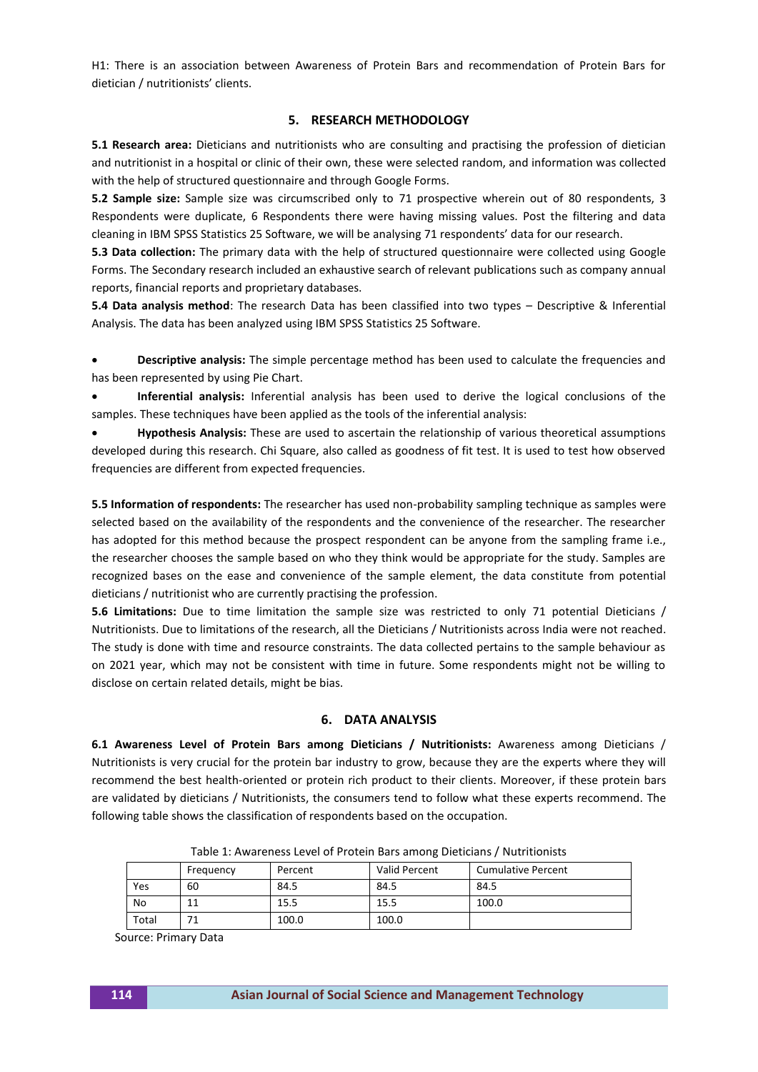H1: There is an association between Awareness of Protein Bars and recommendation of Protein Bars for dietician / nutritionists' clients.

## 5. RESEARCH METHODOLOGY

**5.1 Research area:** Dieticians and nutritionists who are consulting and practising the profession of dietician and nutritionist in a hospital or clinic of their own, these were selected random, and information was collected with the help of structured questionnaire and through Google Forms.

**5.2 Sample size:** Sample size was circumscribed only to 71 prospective wherein out of 80 respondents, 3 Respondents were duplicate, 6 Respondents there were having missing values. Post the filtering and data cleaning in IBM SPSS Statistics 25 Software, we will be analysing 71 respondents' data for our research.

**5.3 Data collection:** The primary data with the help of structured questionnaire were collected using Google Forms. The Secondary research included an exhaustive search of relevant publications such as company annual reports, financial reports and proprietary databases.

**5.4 Data analysis method**: The research Data has been classified into two types – Descriptive & Inferential Analysis. The data has been analyzed using IBM SPSS Statistics 25 Software.

- **Descriptive analysis:** The simple percentage method has been used to calculate the frequencies and has been represented by using Pie Chart.
- **Inferential analysis:** Inferential analysis has been used to derive the logical conclusions of the samples. These techniques have been applied as the tools of the inferential analysis:
- **Hypothesis Analysis:** These are used to ascertain the relationship of various theoretical assumptions developed during this research. Chi Square, also called as goodness of fit test. It is used to test how observed frequencies are different from expected frequencies.

**5.5 Information of respondents:** The researcher has used non-probability sampling technique as samples were selected based on the availability of the respondents and the convenience of the researcher. The researcher has adopted for this method because the prospect respondent can be anyone from the sampling frame i.e., the researcher chooses the sample based on who they think would be appropriate for the study. Samples are recognized bases on the ease and convenience of the sample element, the data constitute from potential dieticians / nutritionist who are currently practising the profession.

**5.6 Limitations:** Due to time limitation the sample size was restricted to only 71 potential Dieticians / Nutritionists. Due to limitations of the research, all the Dieticians / Nutritionists across India were not reached. The study is done with time and resource constraints. The data collected pertains to the sample behaviour as on 2021 year, which may not be consistent with time in future. Some respondents might not be willing to disclose on certain related details, might be bias.

## 6. DATA ANALYSIS

**6.1 Awareness Level of Protein Bars among Dieticians / Nutritionists:** Awareness among Dieticians / Nutritionists is very crucial for the protein bar industry to grow, because they are the experts where they will recommend the best health-oriented or protein rich product to their clients. Moreover, if these protein bars are validated by dieticians / Nutritionists, the consumers tend to follow what these experts recommend. The following table shows the classification of respondents based on the occupation.

Table 1: Awareness Level of Protein Bars among Dieticians / Nutritionists

| | Frequency | Percent | Valid Percent | Cumulative Percent |
|---|---|---|---|---|
| Yes | 60 | 84.5 | 84.5 | 84.5 |
| No | 11 | 15.5 | 15.5 | 100.0 |
| Total | 71 | 100.0 | 100.0 | |

Source: Primary Data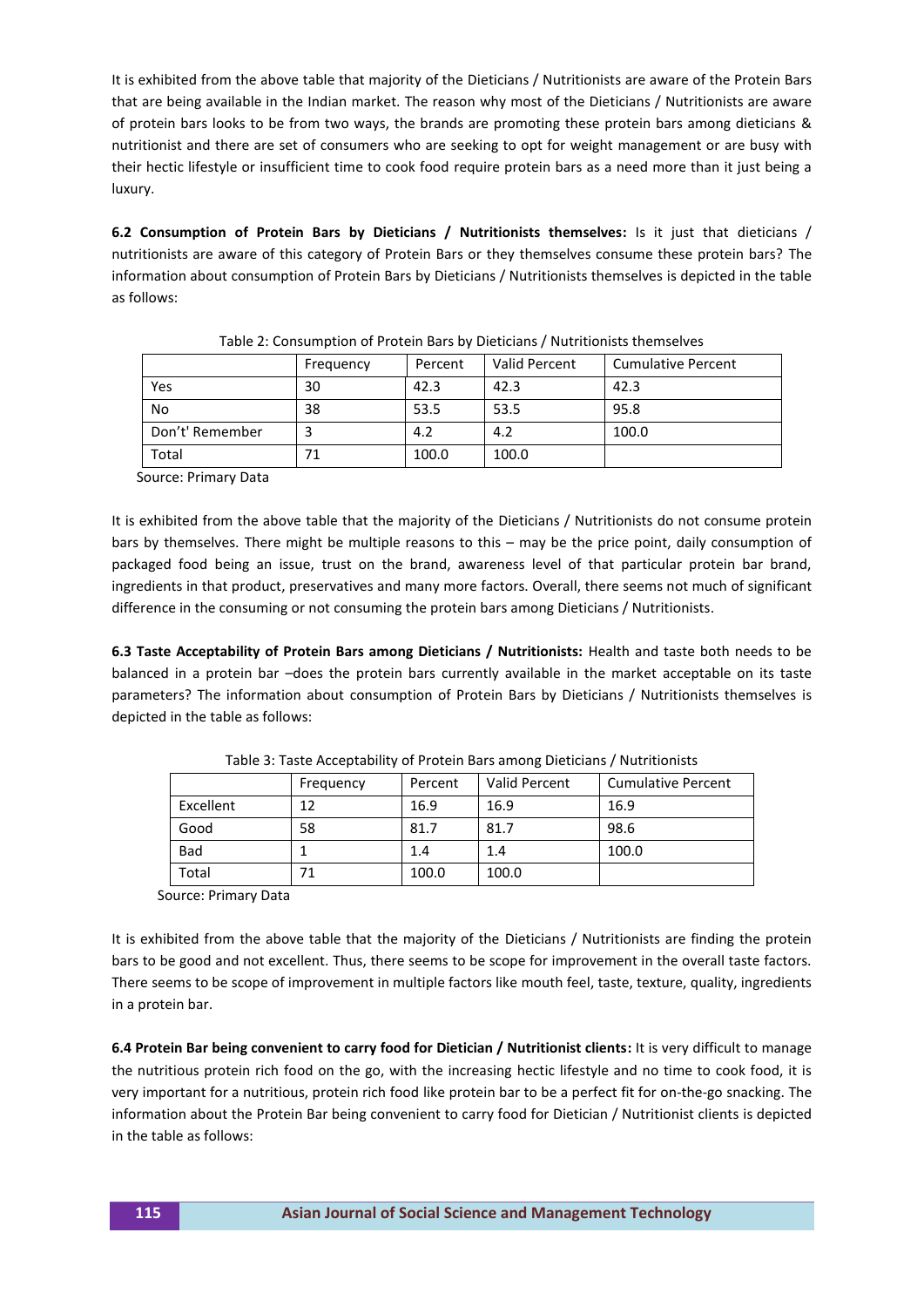It is exhibited from the above table that majority of the Dieticians / Nutritionists are aware of the Protein Bars that are being available in the Indian market. The reason why most of the Dieticians / Nutritionists are aware of protein bars looks to be from two ways, the brands are promoting these protein bars among dieticians & nutritionist and there are set of consumers who are seeking to opt for weight management or are busy with their hectic lifestyle or insufficient time to cook food require protein bars as a need more than it just being a luxury.

**6.2 Consumption of Protein Bars by Dieticians / Nutritionists themselves:** Is it just that dieticians / nutritionists are aware of this category of Protein Bars or they themselves consume these protein bars? The information about consumption of Protein Bars by Dieticians / Nutritionists themselves is depicted in the table as follows:

Table 2: Consumption of Protein Bars by Dieticians / Nutritionists themselves

| | Frequency | Percent | Valid Percent | Cumulative Percent |
|---|---|---|---|---|
| Yes | 30 | 42.3 | 42.3 | 42.3 |
| No | 38 | 53.5 | 53.5 | 95.8 |
| Don't' Remember | 3 | 4.2 | 4.2 | 100.0 |
| Total | 71 | 100.0 | 100.0 | |

Source: Primary Data

It is exhibited from the above table that the majority of the Dieticians / Nutritionists do not consume protein bars by themselves. There might be multiple reasons to this – may be the price point, daily consumption of packaged food being an issue, trust on the brand, awareness level of that particular protein bar brand, ingredients in that product, preservatives and many more factors. Overall, there seems not much of significant difference in the consuming or not consuming the protein bars among Dieticians / Nutritionists.

**6.3 Taste Acceptability of Protein Bars among Dieticians / Nutritionists:** Health and taste both needs to be balanced in a protein bar –does the protein bars currently available in the market acceptable on its taste parameters? The information about consumption of Protein Bars by Dieticians / Nutritionists themselves is depicted in the table as follows:

Table 3: Taste Acceptability of Protein Bars among Dieticians / Nutritionists

| | Frequency | Percent | Valid Percent | Cumulative Percent |
|---|---|---|---|---|
| Excellent | 12 | 16.9 | 16.9 | 16.9 |
| Good | 58 | 81.7 | 81.7 | 98.6 |
| Bad | 1 | 1.4 | 1.4 | 100.0 |
| Total | 71 | 100.0 | 100.0 | |

Source: Primary Data

It is exhibited from the above table that the majority of the Dieticians / Nutritionists are finding the protein bars to be good and not excellent. Thus, there seems to be scope for improvement in the overall taste factors. There seems to be scope of improvement in multiple factors like mouth feel, taste, texture, quality, ingredients in a protein bar.

**6.4 Protein Bar being convenient to carry food for Dietician / Nutritionist clients:** It is very difficult to manage the nutritious protein rich food on the go, with the increasing hectic lifestyle and no time to cook food, it is very important for a nutritious, protein rich food like protein bar to be a perfect fit for on-the-go snacking. The information about the Protein Bar being convenient to carry food for Dietician / Nutritionist clients is depicted in the table as follows: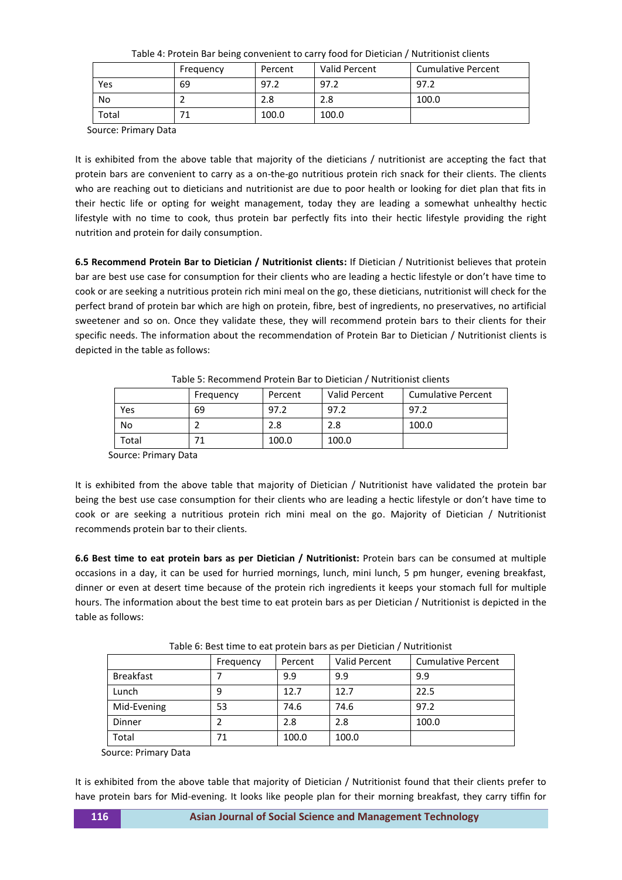Table 4: Protein Bar being convenient to carry food for Dietician / Nutritionist clients

| | Frequency | Percent | Valid Percent | Cumulative Percent |
|---|---|---|---|---|
| Yes | 69 | 97.2 | 97.2 | 97.2 |
| No | 2 | 2.8 | 2.8 | 100.0 |
| Total | 71 | 100.0 | 100.0 | |

Source: Primary Data

It is exhibited from the above table that majority of the dieticians / nutritionist are accepting the fact that protein bars are convenient to carry as a on-the-go nutritious protein rich snack for their clients. The clients who are reaching out to dieticians and nutritionist are due to poor health or looking for diet plan that fits in their hectic life or opting for weight management, today they are leading a somewhat unhealthy hectic lifestyle with no time to cook, thus protein bar perfectly fits into their hectic lifestyle providing the right nutrition and protein for daily consumption.

**6.5 Recommend Protein Bar to Dietician / Nutritionist clients:** If Dietician / Nutritionist believes that protein bar are best use case for consumption for their clients who are leading a hectic lifestyle or don't have time to cook or are seeking a nutritious protein rich mini meal on the go, these dieticians, nutritionist will check for the perfect brand of protein bar which are high on protein, fibre, best of ingredients, no preservatives, no artificial sweetener and so on. Once they validate these, they will recommend protein bars to their clients for their specific needs. The information about the recommendation of Protein Bar to Dietician / Nutritionist clients is depicted in the table as follows:

Table 5: Recommend Protein Bar to Dietician / Nutritionist clients

| | Frequency | Percent | Valid Percent | Cumulative Percent |
|---|---|---|---|---|
| Yes | 69 | 97.2 | 97.2 | 97.2 |
| No | 2 | 2.8 | 2.8 | 100.0 |
| Total | 71 | 100.0 | 100.0 | |

Source: Primary Data

It is exhibited from the above table that majority of Dietician / Nutritionist have validated the protein bar being the best use case consumption for their clients who are leading a hectic lifestyle or don't have time to cook or are seeking a nutritious protein rich mini meal on the go. Majority of Dietician / Nutritionist recommends protein bar to their clients.

**6.6 Best time to eat protein bars as per Dietician / Nutritionist:** Protein bars can be consumed at multiple occasions in a day, it can be used for hurried mornings, lunch, mini lunch, 5 pm hunger, evening breakfast, dinner or even at desert time because of the protein rich ingredients it keeps your stomach full for multiple hours. The information about the best time to eat protein bars as per Dietician / Nutritionist is depicted in the table as follows:

Table 6: Best time to eat protein bars as per Dietician / Nutritionist

| | Frequency | Percent | Valid Percent | Cumulative Percent |
|---|---|---|---|---|
| Breakfast | 7 | 9.9 | 9.9 | 9.9 |
| Lunch | 9 | 12.7 | 12.7 | 22.5 |
| Mid-Evening | 53 | 74.6 | 74.6 | 97.2 |
| Dinner | 2 | 2.8 | 2.8 | 100.0 |
| Total | 71 | 100.0 | 100.0 | |

Source: Primary Data

It is exhibited from the above table that majority of Dietician / Nutritionist found that their clients prefer to have protein bars for Mid-evening. It looks like people plan for their morning breakfast, they carry tiffin for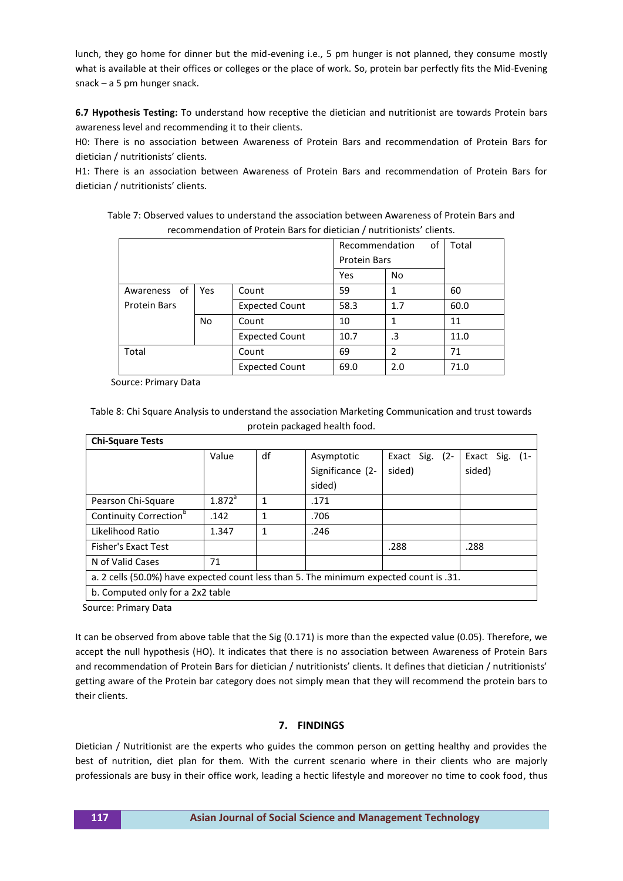lunch, they go home for dinner but the mid-evening i.e., 5 pm hunger is not planned, they consume mostly what is available at their offices or colleges or the place of work. So, protein bar perfectly fits the Mid-Evening snack – a 5 pm hunger snack.

**6.7 Hypothesis Testing:** To understand how receptive the dietician and nutritionist are towards Protein bars awareness level and recommending it to their clients.

H0: There is no association between Awareness of Protein Bars and recommendation of Protein Bars for dietician / nutritionists' clients.

H1: There is an association between Awareness of Protein Bars and recommendation of Protein Bars for dietician / nutritionists' clients.

Table 7: Observed values to understand the association between Awareness of Protein Bars and recommendation of Protein Bars for dietician / nutritionists' clients.

| | | | Recommendation of Protein Bars | | Total |
|---|---|---|---|---|---|
| | | | Yes | No | |
| Awareness of Protein Bars | Yes | Count | 59 | 1 | 60 |
| | | Expected Count | 58.3 | 1.7 | 60.0 |
| | No | Count | 10 | 1 | 11 |
| | | Expected Count | 10.7 | .3 | 11.0 |
| Total | | Count | 69 | 2 | 71 |
| | | Expected Count | 69.0 | 2.0 | 71.0 |

Source: Primary Data

Table 8: Chi Square Analysis to understand the association Marketing Communication and trust towards protein packaged health food.

| Chi-Square Tests | | | | | |
|---|---|---|---|---|---|
| | Value | df | Asymptotic Significance (2-sided) | Exact Sig. (2-sided) | Exact Sig. (1-sided) |
| Pearson Chi-Square | 1.872[a] | 1 | .171 | | |
| Continuity Correction[b] | .142 | 1 | .706 | | |
| Likelihood Ratio | 1.347 | 1 | .246 | | |
| Fisher's Exact Test | | | | .288 | .288 |
| N of Valid Cases | 71 | | | | |
| a. 2 cells (50.0%) have expected count less than 5. The minimum expected count is .31. | | | | | |
| b. Computed only for a 2x2 table | | | | | |

Source: Primary Data

It can be observed from above table that the Sig (0.171) is more than the expected value (0.05). Therefore, we accept the null hypothesis (HO). It indicates that there is no association between Awareness of Protein Bars and recommendation of Protein Bars for dietician / nutritionists' clients. It defines that dietician / nutritionists' getting aware of the Protein bar category does not simply mean that they will recommend the protein bars to their clients.

## 7. FINDINGS

Dietician / Nutritionist are the experts who guides the common person on getting healthy and provides the best of nutrition, diet plan for them. With the current scenario where in their clients who are majorly professionals are busy in their office work, leading a hectic lifestyle and moreover no time to cook food, thus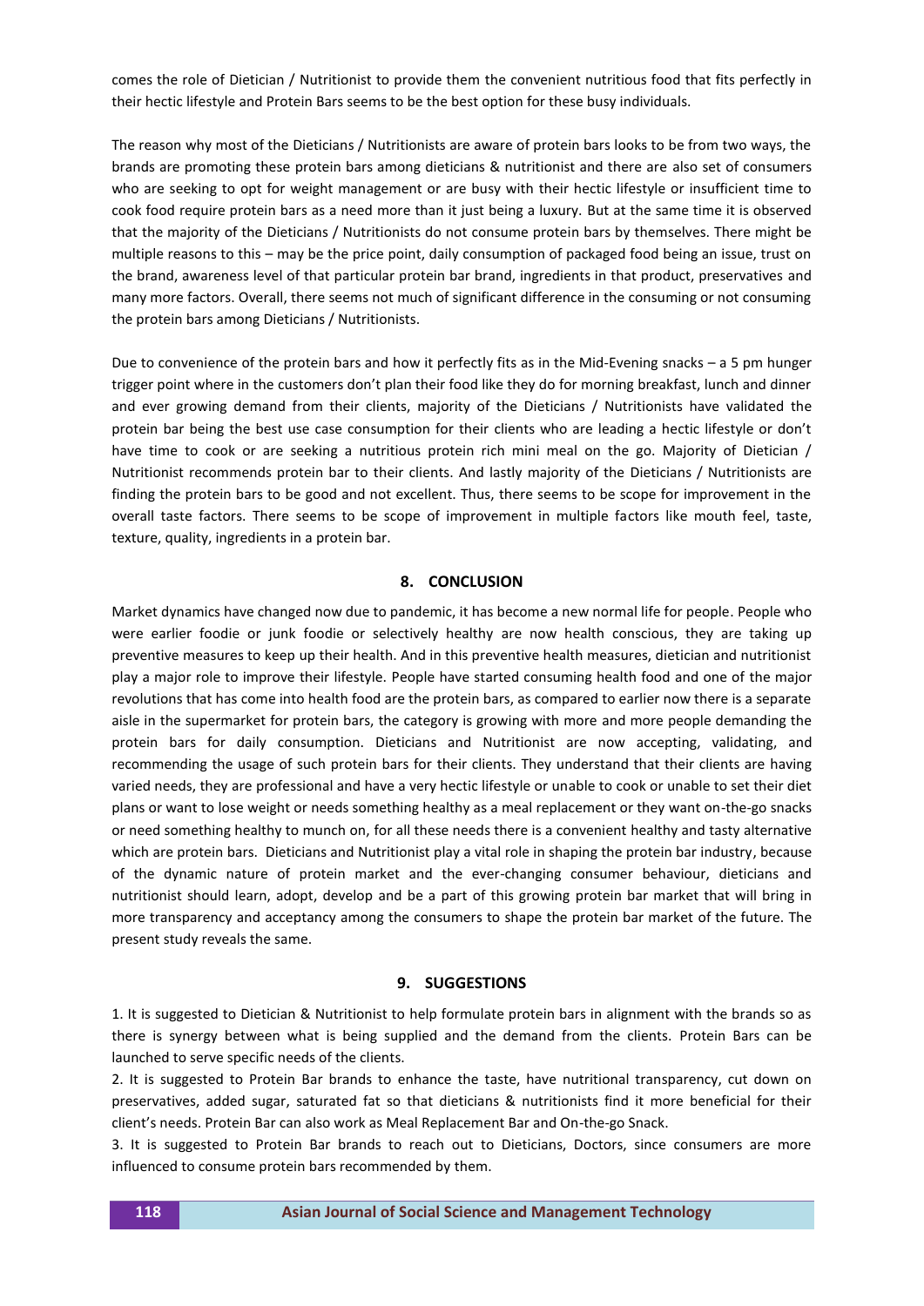comes the role of Dietician / Nutritionist to provide them the convenient nutritious food that fits perfectly in their hectic lifestyle and Protein Bars seems to be the best option for these busy individuals.

The reason why most of the Dieticians / Nutritionists are aware of protein bars looks to be from two ways, the brands are promoting these protein bars among dieticians & nutritionist and there are also set of consumers who are seeking to opt for weight management or are busy with their hectic lifestyle or insufficient time to cook food require protein bars as a need more than it just being a luxury. But at the same time it is observed that the majority of the Dieticians / Nutritionists do not consume protein bars by themselves. There might be multiple reasons to this – may be the price point, daily consumption of packaged food being an issue, trust on the brand, awareness level of that particular protein bar brand, ingredients in that product, preservatives and many more factors. Overall, there seems not much of significant difference in the consuming or not consuming the protein bars among Dieticians / Nutritionists.

Due to convenience of the protein bars and how it perfectly fits as in the Mid-Evening snacks – a 5 pm hunger trigger point where in the customers don't plan their food like they do for morning breakfast, lunch and dinner and ever growing demand from their clients, majority of the Dieticians / Nutritionists have validated the protein bar being the best use case consumption for their clients who are leading a hectic lifestyle or don't have time to cook or are seeking a nutritious protein rich mini meal on the go. Majority of Dietician / Nutritionist recommends protein bar to their clients. And lastly majority of the Dieticians / Nutritionists are finding the protein bars to be good and not excellent. Thus, there seems to be scope for improvement in the overall taste factors. There seems to be scope of improvement in multiple factors like mouth feel, taste, texture, quality, ingredients in a protein bar.

## 8. CONCLUSION

Market dynamics have changed now due to pandemic, it has become a new normal life for people. People who were earlier foodie or junk foodie or selectively healthy are now health conscious, they are taking up preventive measures to keep up their health. And in this preventive health measures, dietician and nutritionist play a major role to improve their lifestyle. People have started consuming health food and one of the major revolutions that has come into health food are the protein bars, as compared to earlier now there is a separate aisle in the supermarket for protein bars, the category is growing with more and more people demanding the protein bars for daily consumption. Dieticians and Nutritionist are now accepting, validating, and recommending the usage of such protein bars for their clients. They understand that their clients are having varied needs, they are professional and have a very hectic lifestyle or unable to cook or unable to set their diet plans or want to lose weight or needs something healthy as a meal replacement or they want on-the-go snacks or need something healthy to munch on, for all these needs there is a convenient healthy and tasty alternative which are protein bars. Dieticians and Nutritionist play a vital role in shaping the protein bar industry, because of the dynamic nature of protein market and the ever-changing consumer behaviour, dieticians and nutritionist should learn, adopt, develop and be a part of this growing protein bar market that will bring in more transparency and acceptancy among the consumers to shape the protein bar market of the future. The present study reveals the same.

## 9. SUGGESTIONS

1. It is suggested to Dietician & Nutritionist to help formulate protein bars in alignment with the brands so as there is synergy between what is being supplied and the demand from the clients. Protein Bars can be launched to serve specific needs of the clients.
2. It is suggested to Protein Bar brands to enhance the taste, have nutritional transparency, cut down on preservatives, added sugar, saturated fat so that dieticians & nutritionists find it more beneficial for their client's needs. Protein Bar can also work as Meal Replacement Bar and On-the-go Snack.
3. It is suggested to Protein Bar brands to reach out to Dieticians, Doctors, since consumers are more influenced to consume protein bars recommended by them.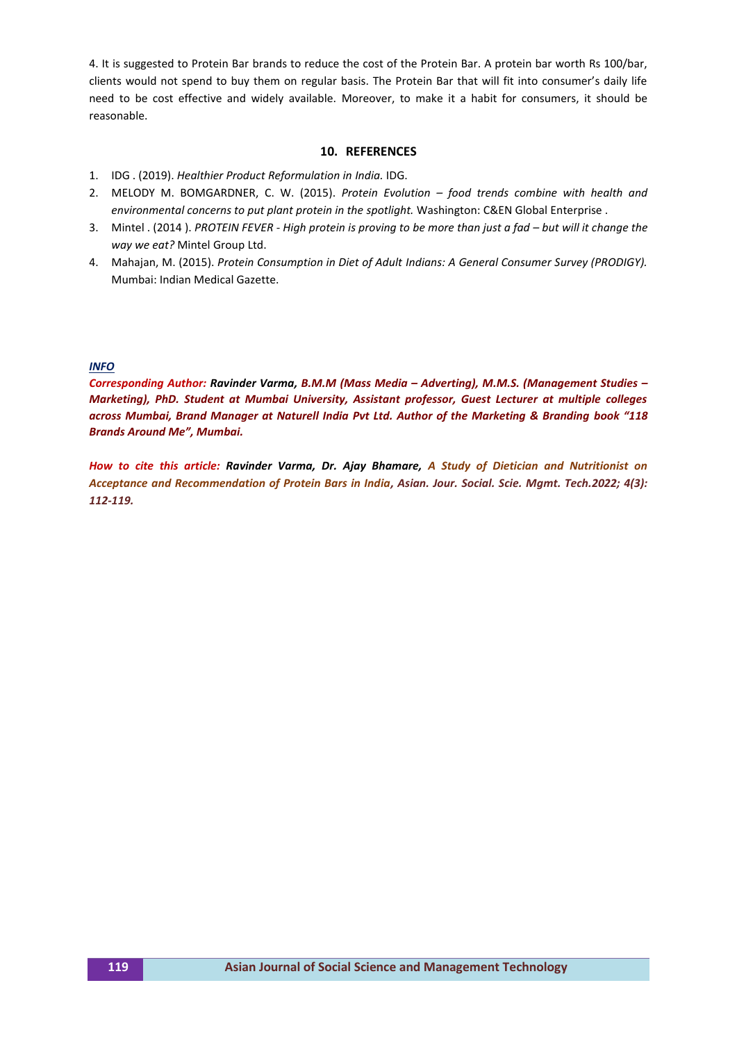4. It is suggested to Protein Bar brands to reduce the cost of the Protein Bar. A protein bar worth Rs 100/bar, clients would not spend to buy them on regular basis. The Protein Bar that will fit into consumer's daily life need to be cost effective and widely available. Moreover, to make it a habit for consumers, it should be reasonable.

## 10. REFERENCES

1. IDG . (2019). *Healthier Product Reformulation in India.* IDG.
2. MELODY M. BOMGARDNER, C. W. (2015). *Protein Evolution – food trends combine with health and environmental concerns to put plant protein in the spotlight.* Washington: C&EN Global Enterprise .
3. Mintel . (2014 ). *PROTEIN FEVER - High protein is proving to be more than just a fad – but will it change the way we eat?* Mintel Group Ltd.
4. Mahajan, M. (2015). *Protein Consumption in Diet of Adult Indians: A General Consumer Survey (PRODIGY).* Mumbai: Indian Medical Gazette.

***INFO***

***Corresponding Author: Ravinder Varma, B.M.M (Mass Media – Adverting), M.M.S. (Management Studies – Marketing), PhD. Student at Mumbai University, Assistant professor, Guest Lecturer at multiple colleges across Mumbai, Brand Manager at Naturell India Pvt Ltd. Author of the Marketing & Branding book "118 Brands Around Me", Mumbai.***

***How to cite this article: Ravinder Varma, Dr. Ajay Bhamare, A Study of Dietician and Nutritionist on Acceptance and Recommendation of Protein Bars in India, Asian. Jour. Social. Scie. Mgmt. Tech.2022; 4(3): 112-119.***